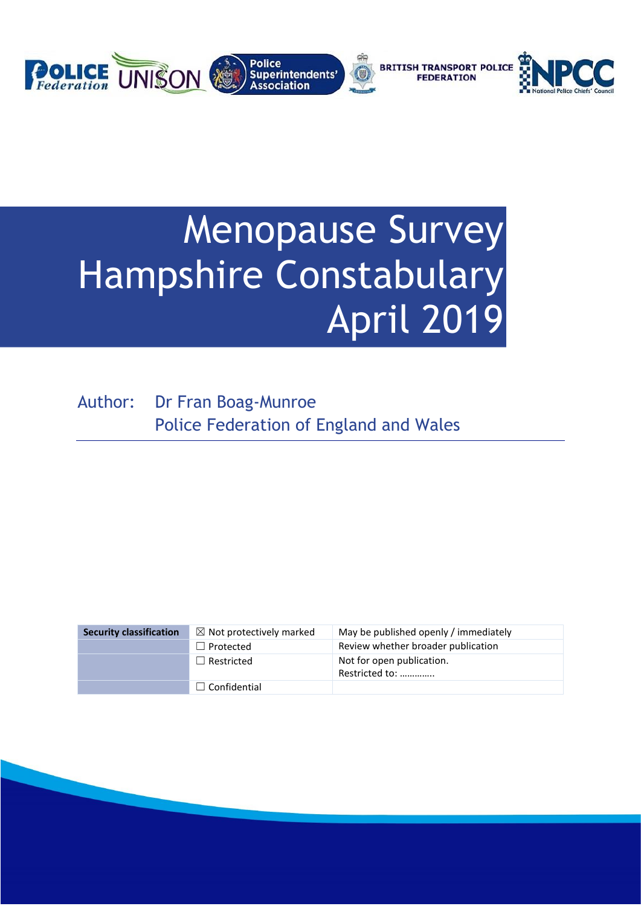# Menopause Survey Hampshire Constabulary April 2019

Author: Dr Fran Boag-Munroe
Police Federation of England and Wales

| Security classification | ☒ Not protectively marked | May be published openly / immediately |
|---|---|---|
| | ☐ Protected | Review whether broader publication |
| | ☐ Restricted | Not for open publication. Restricted to: …………. |
| | ☐ Confidential | |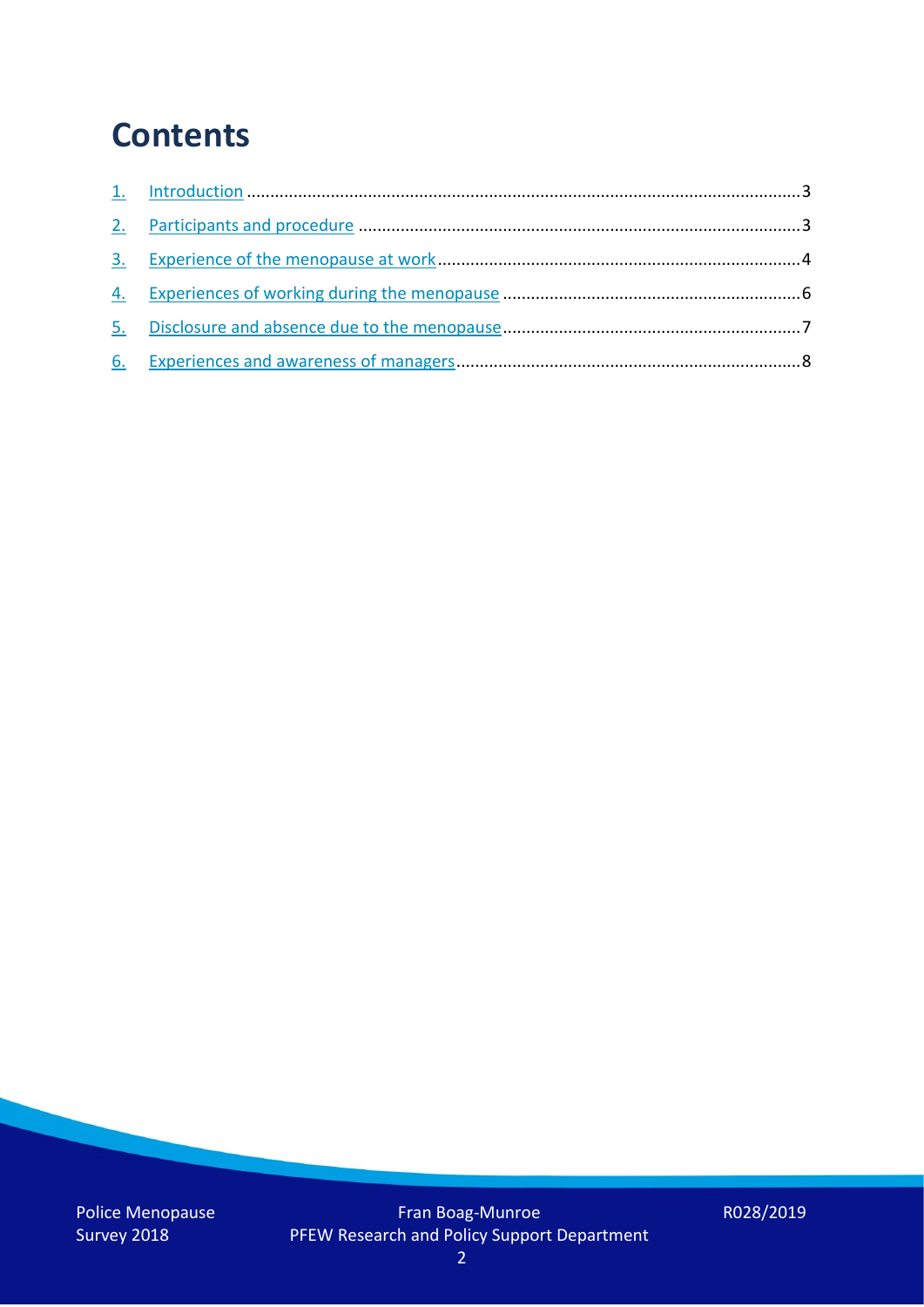# Contents

1. Introduction ....................................................................................................................3
2. Participants and procedure ..............................................................................................3
3. Experience of the menopause at work ..............................................................................4
4. Experiences of working during the menopause ................................................................6
5. Disclosure and absence due to the menopause ................................................................7
6. Experiences and awareness of managers ..........................................................................8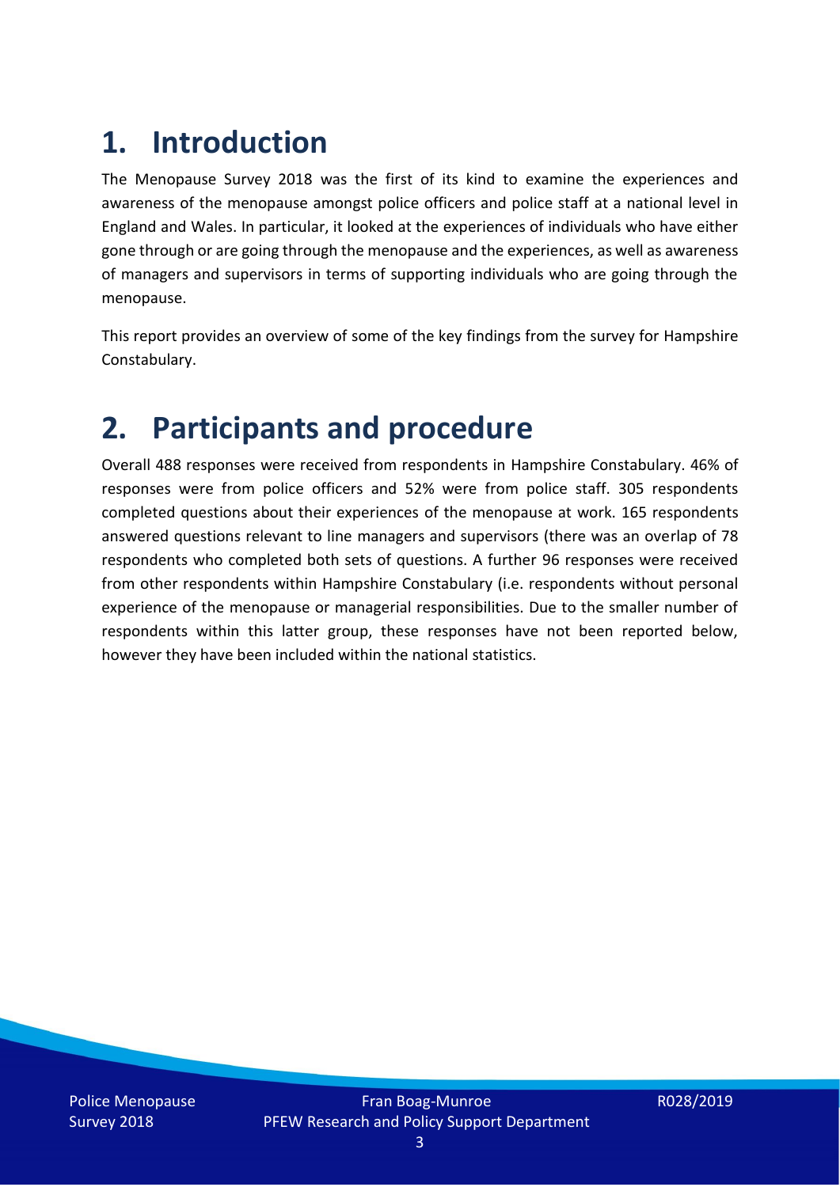# 1. Introduction

The Menopause Survey 2018 was the first of its kind to examine the experiences and awareness of the menopause amongst police officers and police staff at a national level in England and Wales. In particular, it looked at the experiences of individuals who have either gone through or are going through the menopause and the experiences, as well as awareness of managers and supervisors in terms of supporting individuals who are going through the menopause.

This report provides an overview of some of the key findings from the survey for Hampshire Constabulary.

# 2. Participants and procedure

Overall 488 responses were received from respondents in Hampshire Constabulary. 46% of responses were from police officers and 52% were from police staff. 305 respondents completed questions about their experiences of the menopause at work. 165 respondents answered questions relevant to line managers and supervisors (there was an overlap of 78 respondents who completed both sets of questions. A further 96 responses were received from other respondents within Hampshire Constabulary (i.e. respondents without personal experience of the menopause or managerial responsibilities. Due to the smaller number of respondents within this latter group, these responses have not been reported below, however they have been included within the national statistics.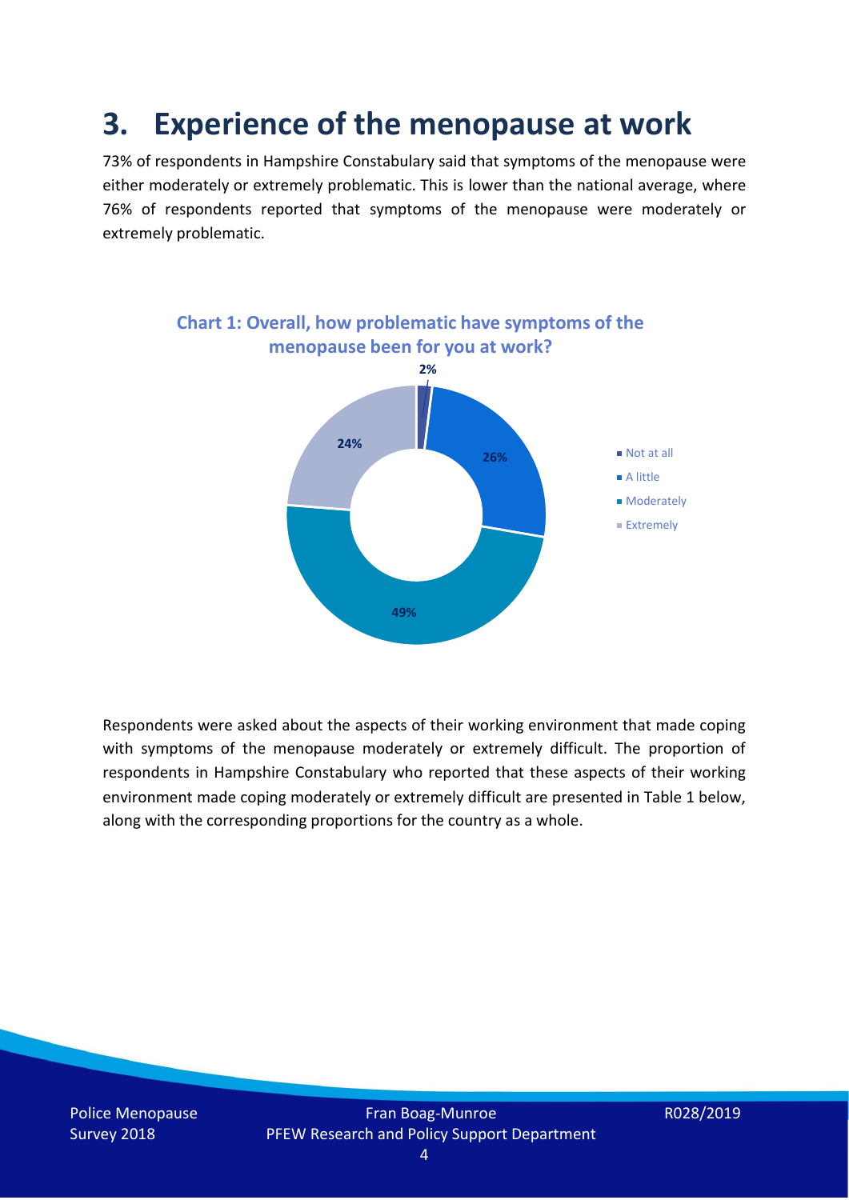# 3. Experience of the menopause at work

73% of respondents in Hampshire Constabulary said that symptoms of the menopause were either moderately or extremely problematic. This is lower than the national average, where 76% of respondents reported that symptoms of the menopause were moderately or extremely problematic.

**Chart 1: Overall, how problematic have symptoms of the menopause been for you at work?**

| Response | Percentage |
|---|---|
| Not at all | 2% |
| A little | 26% |
| Moderately | 49% |
| Extremely | 24% |

Respondents were asked about the aspects of their working environment that made coping with symptoms of the menopause moderately or extremely difficult. The proportion of respondents in Hampshire Constabulary who reported that these aspects of their working environment made coping moderately or extremely difficult are presented in Table 1 below, along with the corresponding proportions for the country as a whole.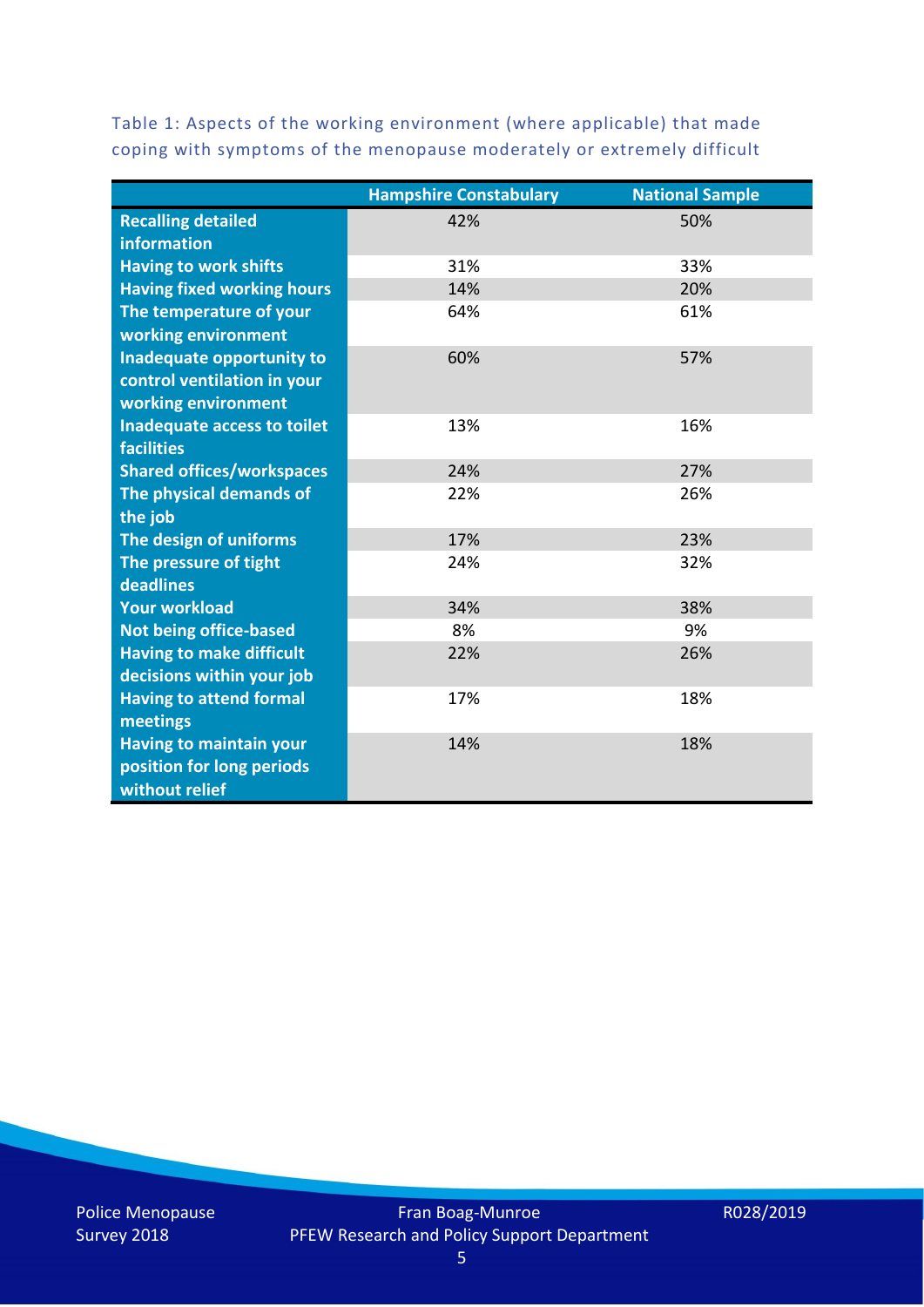Table 1: Aspects of the working environment (where applicable) that made coping with symptoms of the menopause moderately or extremely difficult

| | Hampshire Constabulary | National Sample |
|---|---|---|
| **Recalling detailed information** | 42% | 50% |
| **Having to work shifts** | 31% | 33% |
| **Having fixed working hours** | 14% | 20% |
| **The temperature of your working environment** | 64% | 61% |
| **Inadequate opportunity to control ventilation in your working environment** | 60% | 57% |
| **Inadequate access to toilet facilities** | 13% | 16% |
| **Shared offices/workspaces** | 24% | 27% |
| **The physical demands of the job** | 22% | 26% |
| **The design of uniforms** | 17% | 23% |
| **The pressure of tight deadlines** | 24% | 32% |
| **Your workload** | 34% | 38% |
| **Not being office-based** | 8% | 9% |
| **Having to make difficult decisions within your job** | 22% | 26% |
| **Having to attend formal meetings** | 17% | 18% |
| **Having to maintain your position for long periods without relief** | 14% | 18% |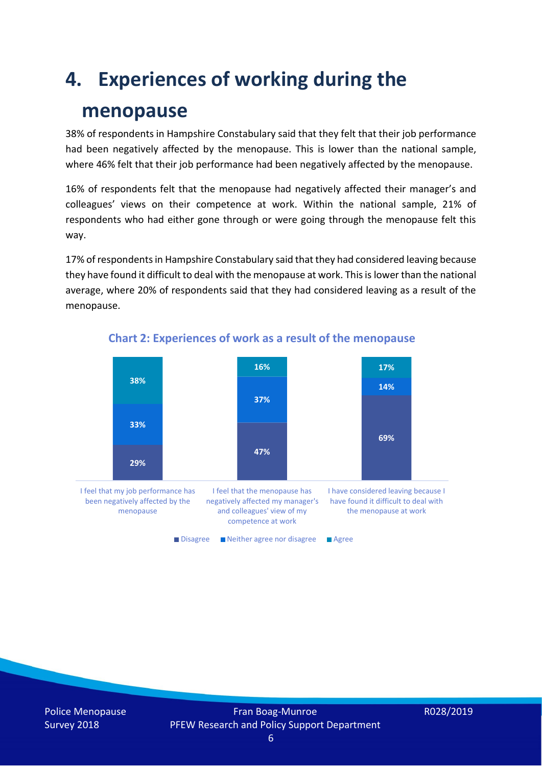# 4. Experiences of working during the menopause

38% of respondents in Hampshire Constabulary said that they felt that their job performance had been negatively affected by the menopause. This is lower than the national sample, where 46% felt that their job performance had been negatively affected by the menopause.

16% of respondents felt that the menopause had negatively affected their manager's and colleagues' views on their competence at work. Within the national sample, 21% of respondents who had either gone through or were going through the menopause felt this way.

17% of respondents in Hampshire Constabulary said that they had considered leaving because they have found it difficult to deal with the menopause at work. This is lower than the national average, where 20% of respondents said that they had considered leaving as a result of the menopause.

**Chart 2: Experiences of work as a result of the menopause**

| | Disagree | Neither agree nor disagree | Agree |
|---|---|---|---|
| I feel that my job performance has been negatively affected by the menopause | 29% | 33% | 38% |
| I feel that the menopause has negatively affected my manager's and colleagues' view of my competence at work | 47% | 37% | 16% |
| I have considered leaving because I have found it difficult to deal with the menopause at work | 69% | 14% | 17% |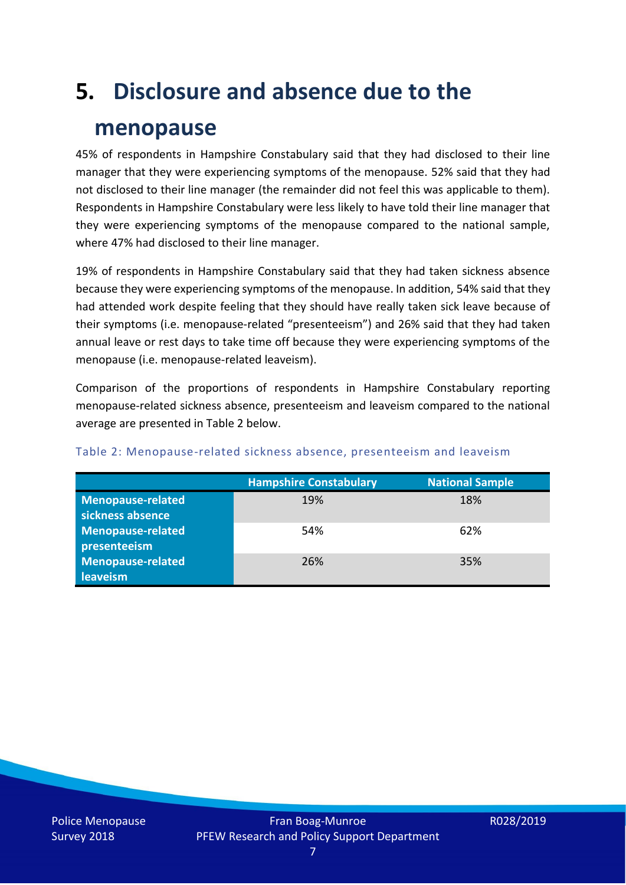# 5. Disclosure and absence due to the menopause

45% of respondents in Hampshire Constabulary said that they had disclosed to their line manager that they were experiencing symptoms of the menopause. 52% said that they had not disclosed to their line manager (the remainder did not feel this was applicable to them). Respondents in Hampshire Constabulary were less likely to have told their line manager that they were experiencing symptoms of the menopause compared to the national sample, where 47% had disclosed to their line manager.

19% of respondents in Hampshire Constabulary said that they had taken sickness absence because they were experiencing symptoms of the menopause. In addition, 54% said that they had attended work despite feeling that they should have really taken sick leave because of their symptoms (i.e. menopause-related "presenteeism") and 26% said that they had taken annual leave or rest days to take time off because they were experiencing symptoms of the menopause (i.e. menopause-related leaveism).

Comparison of the proportions of respondents in Hampshire Constabulary reporting menopause-related sickness absence, presenteeism and leaveism compared to the national average are presented in Table 2 below.

Table 2: Menopause-related sickness absence, presenteeism and leaveism

| | Hampshire Constabulary | National Sample |
|---|---|---|
| **Menopause-related sickness absence** | 19% | 18% |
| **Menopause-related presenteeism** | 54% | 62% |
| **Menopause-related leaveism** | 26% | 35% |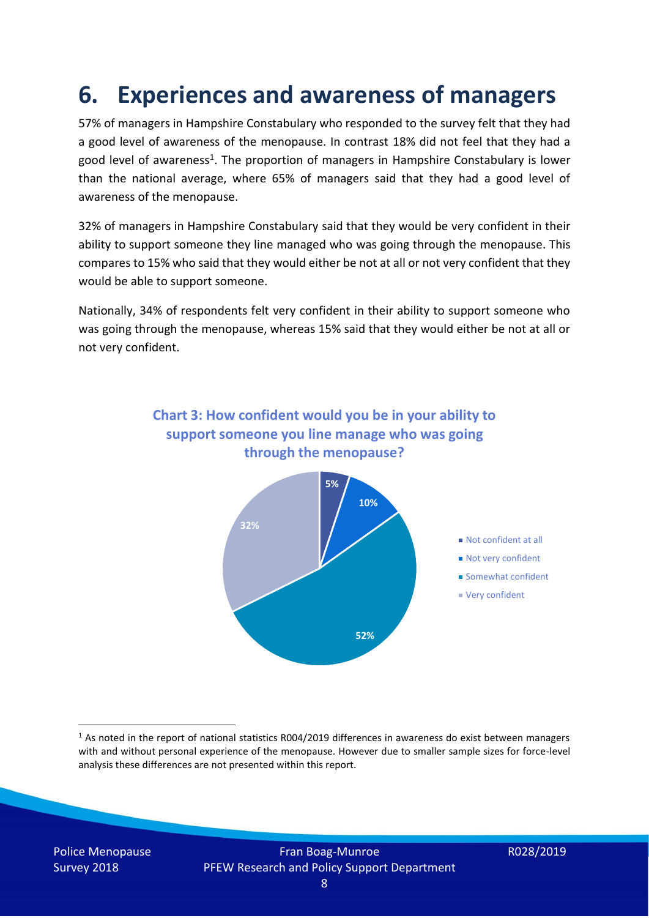# 6. Experiences and awareness of managers

57% of managers in Hampshire Constabulary who responded to the survey felt that they had a good level of awareness of the menopause. In contrast 18% did not feel that they had a good level of awareness[1]. The proportion of managers in Hampshire Constabulary is lower than the national average, where 65% of managers said that they had a good level of awareness of the menopause.

32% of managers in Hampshire Constabulary said that they would be very confident in their ability to support someone they line managed who was going through the menopause. This compares to 15% who said that they would either be not at all or not very confident that they would be able to support someone.

Nationally, 34% of respondents felt very confident in their ability to support someone who was going through the menopause, whereas 15% said that they would either be not at all or not very confident.

**Chart 3: How confident would you be in your ability to support someone you line manage who was going through the menopause?**

5%
10%
52%
32%

Not confident at all
Not very confident
Somewhat confident
Very confident

[1] As noted in the report of national statistics R004/2019 differences in awareness do exist between managers with and without personal experience of the menopause. However due to smaller sample sizes for force-level analysis these differences are not presented within this report.